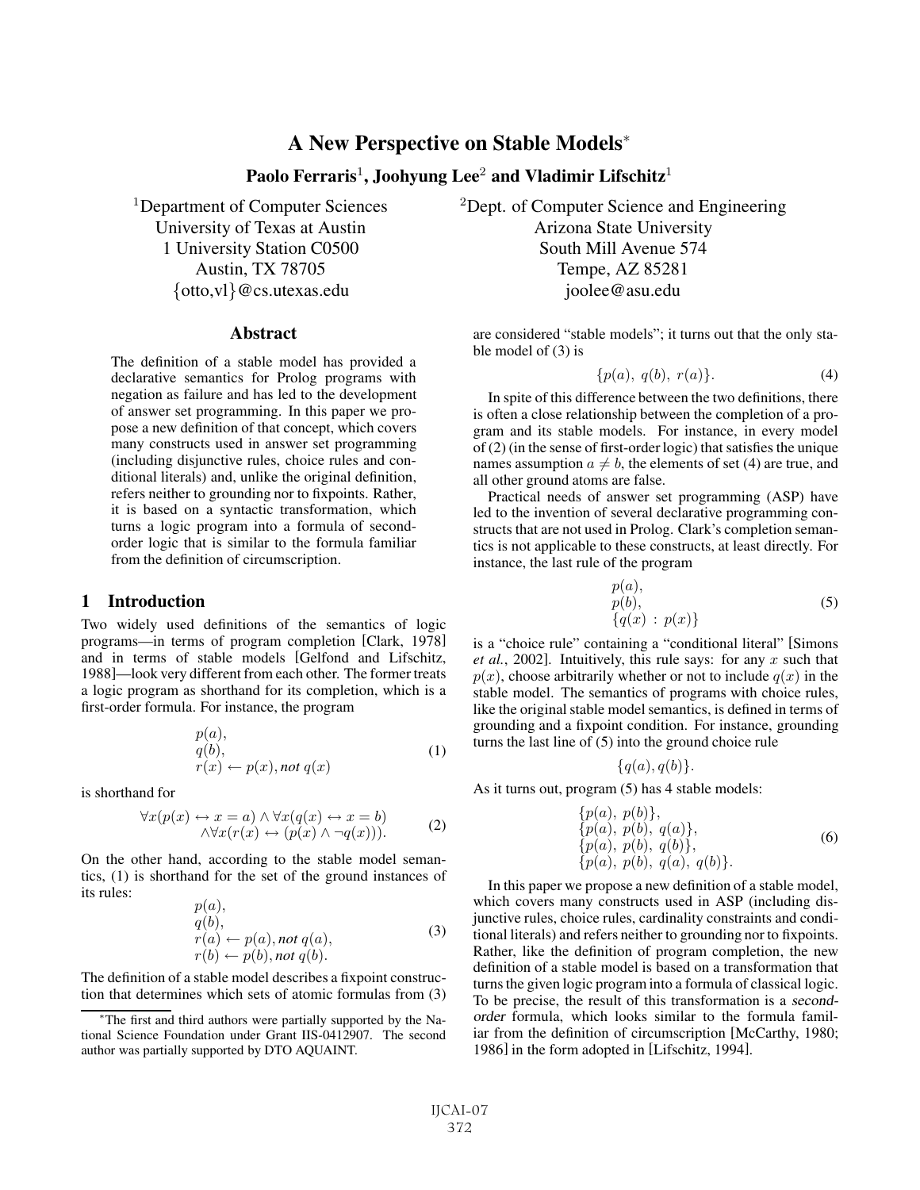# A New Perspective on Stable Models*

**Paolo Ferraris[1], Joohyung Lee[2] and Vladimir Lifschitz[1]**

[1]Department of Computer Sciences
University of Texas at Austin
1 University Station C0500
Austin, TX 78705
{otto,vl}@cs.utexas.edu

[2]Dept. of Computer Science and Engineering
Arizona State University
South Mill Avenue 574
Tempe, AZ 85281
joolee@asu.edu

## Abstract

The definition of a stable model has provided a declarative semantics for Prolog programs with negation as failure and has led to the development of answer set programming. In this paper we propose a new definition of that concept, which covers many constructs used in answer set programming (including disjunctive rules, choice rules and conditional literals) and, unlike the original definition, refers neither to grounding nor to fixpoints. Rather, it is based on a syntactic transformation, which turns a logic program into a formula of second-order logic that is similar to the formula familiar from the definition of circumscription.

## 1 Introduction

Two widely used definitions of the semantics of logic programs—in terms of program completion [Clark, 1978] and in terms of stable models [Gelfond and Lifschitz, 1988]—look very different from each other. The former treats a logic program as shorthand for its completion, which is a first-order formula. For instance, the program

$$
\begin{array}{l}
p(a),\\
q(b),\\
r(x) \leftarrow p(x), \textit{not}\ q(x)
\end{array}
\tag{1}
$$

is shorthand for

$$
\begin{array}{l}
\forall x(p(x) \leftrightarrow x = a) \wedge \forall x(q(x) \leftrightarrow x = b)\\
\quad \wedge \forall x(r(x) \leftrightarrow (p(x) \wedge \neg q(x))).
\end{array}
\tag{2}
$$

On the other hand, according to the stable model semantics, (1) is shorthand for the set of the ground instances of its rules:

$$
\begin{array}{l}
p(a),\\
q(b),\\
r(a) \leftarrow p(a), \textit{not}\ q(a),\\
r(b) \leftarrow p(b), \textit{not}\ q(b).
\end{array}
\tag{3}
$$

The definition of a stable model describes a fixpoint construction that determines which sets of atomic formulas from (3) are considered "stable models"; it turns out that the only stable model of (3) is

$$
\{p(a),\ q(b),\ r(a)\}.
\tag{4}
$$

In spite of this difference between the two definitions, there is often a close relationship between the completion of a program and its stable models. For instance, in every model of (2) (in the sense of first-order logic) that satisfies the unique names assumption $a \neq b$, the elements of set (4) are true, and all other ground atoms are false.

Practical needs of answer set programming (ASP) have led to the invention of several declarative programming constructs that are not used in Prolog. Clark's completion semantics is not applicable to these constructs, at least directly. For instance, the last rule of the program

$$
\begin{array}{l}
p(a),\\
p(b),\\
\{q(x)\ :\ p(x)\}
\end{array}
\tag{5}
$$

is a "choice rule" containing a "conditional literal" [Simons *et al.*, 2002]. Intuitively, this rule says: for any $x$ such that $p(x)$, choose arbitrarily whether or not to include $q(x)$ in the stable model. The semantics of programs with choice rules, like the original stable model semantics, is defined in terms of grounding and a fixpoint condition. For instance, grounding turns the last line of (5) into the ground choice rule

$$
\{q(a), q(b)\}.
$$

As it turns out, program (5) has 4 stable models:

$$
\begin{array}{l}
\{p(a),\ p(b)\},\\
\{p(a),\ p(b),\ q(a)\},\\
\{p(a),\ p(b),\ q(b)\},\\
\{p(a),\ p(b),\ q(a),\ q(b)\}.
\end{array}
\tag{6}
$$

In this paper we propose a new definition of a stable model, which covers many constructs used in ASP (including disjunctive rules, choice rules, cardinality constraints and conditional literals) and refers neither to grounding nor to fixpoints. Rather, like the definition of program completion, the new definition of a stable model is based on a transformation that turns the given logic program into a formula of classical logic. To be precise, the result of this transformation is a *second-order* formula, which looks similar to the formula familiar from the definition of circumscription [McCarthy, 1980; 1986] in the form adopted in [Lifschitz, 1994].

*The first and third authors were partially supported by the National Science Foundation under Grant IIS-0412907. The second author was partially supported by DTO AQUAINT.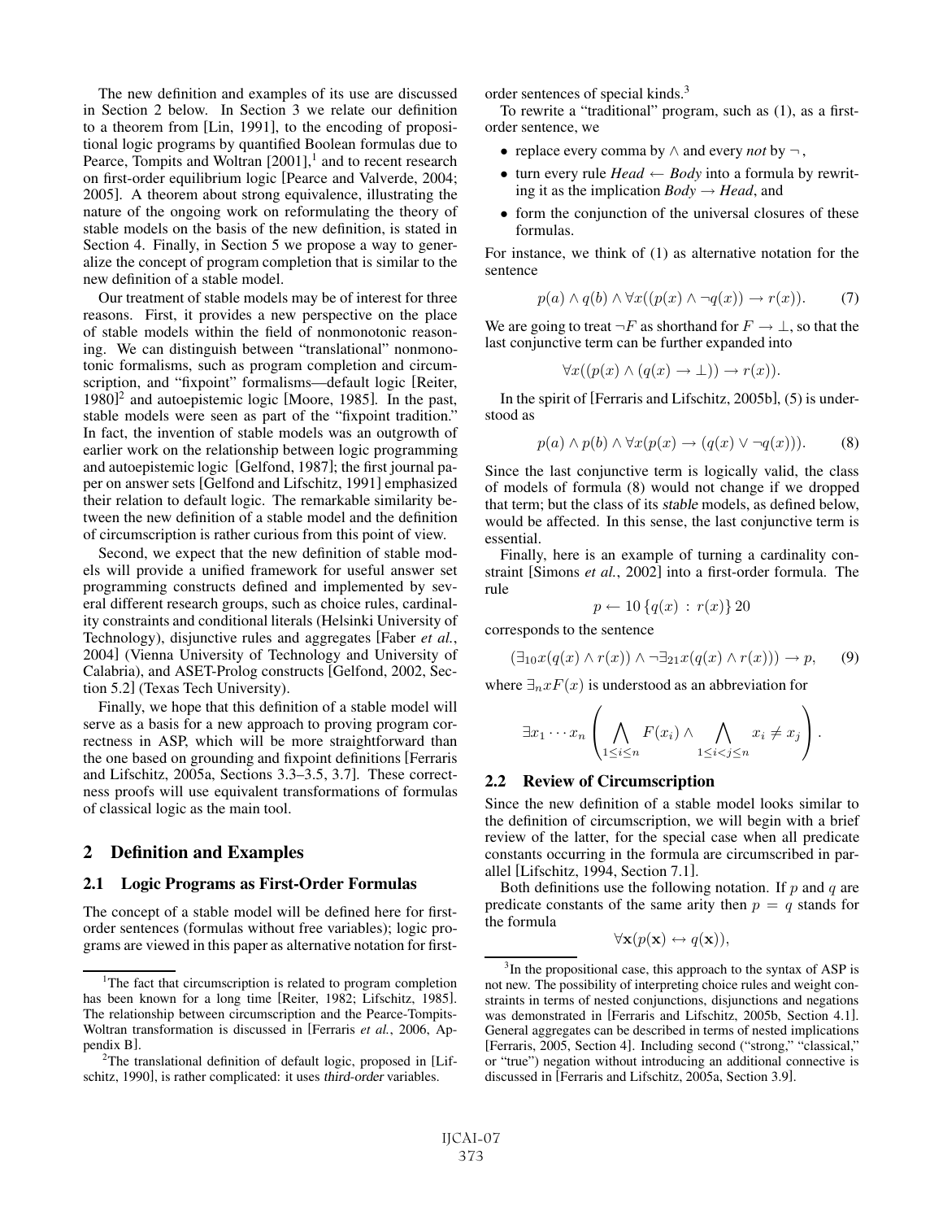The new definition and examples of its use are discussed in Section 2 below. In Section 3 we relate our definition to a theorem from [Lin, 1991], to the encoding of propositional logic programs by quantified Boolean formulas due to Pearce, Tompits and Woltran [2001],[1] and to recent research on first-order equilibrium logic [Pearce and Valverde, 2004; 2005]. A theorem about strong equivalence, illustrating the nature of the ongoing work on reformulating the theory of stable models on the basis of the new definition, is stated in Section 4. Finally, in Section 5 we propose a way to generalize the concept of program completion that is similar to the new definition of a stable model.

Our treatment of stable models may be of interest for three reasons. First, it provides a new perspective on the place of stable models within the field of nonmonotonic reasoning. We can distinguish between "translational" nonmonotonic formalisms, such as program completion and circumscription, and "fixpoint" formalisms—default logic [Reiter, 1980][2] and autoepistemic logic [Moore, 1985]. In the past, stable models were seen as part of the "fixpoint tradition." In fact, the invention of stable models was an outgrowth of earlier work on the relationship between logic programming and autoepistemic logic [Gelfond, 1987]; the first journal paper on answer sets [Gelfond and Lifschitz, 1991] emphasized their relation to default logic. The remarkable similarity between the new definition of a stable model and the definition of circumscription is rather curious from this point of view.

Second, we expect that the new definition of stable models will provide a unified framework for useful answer set programming constructs defined and implemented by several different research groups, such as choice rules, cardinality constraints and conditional literals (Helsinki University of Technology), disjunctive rules and aggregates [Faber *et al.*, 2004] (Vienna University of Technology and University of Calabria), and ASET-Prolog constructs [Gelfond, 2002, Section 5.2] (Texas Tech University).

Finally, we hope that this definition of a stable model will serve as a basis for a new approach to proving program correctness in ASP, which will be more straightforward than the one based on grounding and fixpoint definitions [Gelfond and Lifschitz, 2005a, Sections 3.3–3.5, 3.7]. These correctness proofs will use equivalent transformations of formulas of classical logic as the main tool.

## 2 Definition and Examples

### 2.1 Logic Programs as First-Order Formulas

The concept of a stable model will be defined here for first-order sentences (formulas without free variables); logic programs are viewed in this paper as alternative notation for first-order sentences of special kinds.[3]

To rewrite a "traditional" program, such as (1), as a first-order sentence, we

- replace every comma by $\wedge$ and every *not* by $\neg$,
- turn every rule *Head* $\leftarrow$ *Body* into a formula by rewriting it as the implication *Body* $\rightarrow$ *Head*, and
- form the conjunction of the universal closures of these formulas.

For instance, we think of (1) as alternative notation for the sentence

$$p(a) \wedge q(b) \wedge \forall x((p(x) \wedge \neg q(x)) \rightarrow r(x)). \qquad (7)$$

We are going to treat $\neg F$ as shorthand for $F \rightarrow \bot$, so that the last conjunctive term can be further expanded into

$$\forall x((p(x) \wedge (q(x) \rightarrow \bot)) \rightarrow r(x)).$$

In the spirit of [Ferraris and Lifschitz, 2005b], (5) is understood as

$$p(a) \wedge p(b) \wedge \forall x(p(x) \rightarrow (q(x) \vee \neg q(x))). \qquad (8)$$

Since the last conjunctive term is logically valid, the class of models of formula (8) would not change if we dropped that term; but the class of its *stable* models, as defined below, would be affected. In this sense, the last conjunctive term is essential.

Finally, here is an example of turning a cardinality constraint [Simons *et al.*, 2002] into a first-order formula. The rule

$$p \leftarrow 10\,\{q(x) \,:\, r(x)\}\,20$$

corresponds to the sentence

$$(\exists_{10} x(q(x) \wedge r(x)) \wedge \neg\exists_{21} x(q(x) \wedge r(x))) \rightarrow p, \qquad (9)$$

where $\exists_n x F(x)$ is understood as an abbreviation for

$$\exists x_1 \cdots x_n \left( \bigwedge_{1 \leq i \leq n} F(x_i) \wedge \bigwedge_{1 \leq i < j \leq n} x_i \neq x_j \right).$$

### 2.2 Review of Circumscription

Since the new definition of a stable model looks similar to the definition of circumscription, we will begin with a brief review of the latter, for the special case when all predicate constants occurring in the formula are circumscribed in parallel [Lifschitz, 1994, Section 7.1].

Both definitions use the following notation. If $p$ and $q$ are predicate constants of the same arity then $p = q$ stands for the formula

$$\forall \mathbf{x}(p(\mathbf{x}) \leftrightarrow q(\mathbf{x})),$$

[1] The fact that circumscription is related to program completion has been known for a long time [Reiter, 1982; Lifschitz, 1985]. The relationship between circumscription and the Pearce-Tompits-Woltran transformation is discussed in [Ferraris *et al.*, 2006, Appendix B].

[2] The translational definition of default logic, proposed in [Lifschitz, 1990], is rather complicated: it uses *third-order* variables.

[3] In the propositional case, this approach to the syntax of ASP is not new. The possibility of interpreting choice rules and weight constraints in terms of nested conjunctions, disjunctions and negations was demonstrated in [Ferraris and Lifschitz, 2005b, Section 4.1]. General aggregates can be described in terms of nested implications [Ferraris, 2005, Section 4]. Including second ("strong," "classical," or "true") negation without introducing an additional connective is discussed in [Ferraris and Lifschitz, 2005a, Section 3.9].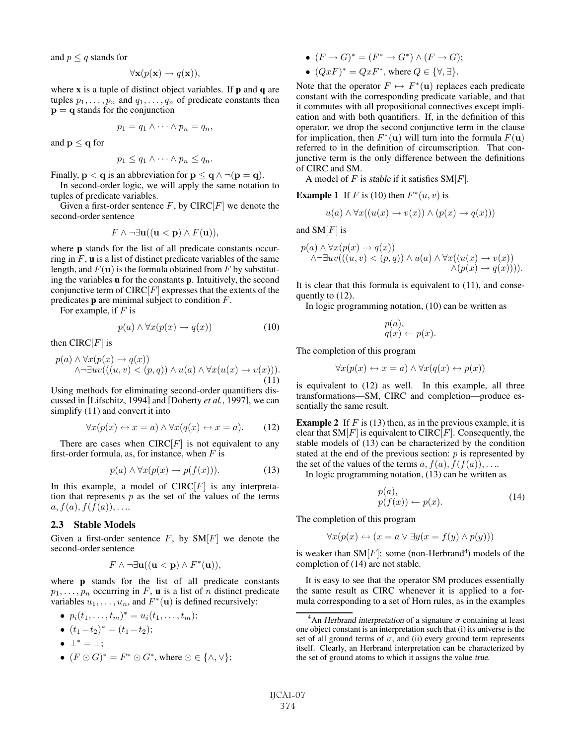and $p \leq q$ stands for

$$\forall \mathbf{x}(p(\mathbf{x}) \rightarrow q(\mathbf{x})),$$

where $\mathbf{x}$ is a tuple of distinct object variables. If $\mathbf{p}$ and $\mathbf{q}$ are tuples $p_1, \ldots, p_n$ and $q_1, \ldots, q_n$ of predicate constants then $\mathbf{p} = \mathbf{q}$ stands for the conjunction

$$p_1 = q_1 \land \cdots \land p_n = q_n,$$

and $\mathbf{p} \leq \mathbf{q}$ for

$$p_1 \leq q_1 \land \cdots \land p_n \leq q_n.$$

Finally, $\mathbf{p} < \mathbf{q}$ is an abbreviation for $\mathbf{p} \leq \mathbf{q} \land \neg(\mathbf{p} = \mathbf{q})$.

In second-order logic, we will apply the same notation to tuples of predicate variables.

Given a first-order sentence $F$, by CIRC$[F]$ we denote the second-order sentence

$$F \land \neg\exists \mathbf{u}((\mathbf{u} < \mathbf{p}) \land F(\mathbf{u})),$$

where $\mathbf{p}$ stands for the list of all predicate constants occurring in $F$, $\mathbf{u}$ is a list of distinct predicate variables of the same length, and $F(\mathbf{u})$ is the formula obtained from $F$ by substituting the variables $\mathbf{u}$ for the constants $\mathbf{p}$. Intuitively, the second conjunctive term of CIRC$[F]$ expresses that the extents of the predicates $\mathbf{p}$ are minimal subject to condition $F$.

For example, if $F$ is

$$p(a) \land \forall x(p(x) \rightarrow q(x)) \tag{10}$$

then CIRC$[F]$ is

$$p(a) \land \forall x(p(x) \rightarrow q(x)) \\ \land \neg\exists uv(((u,v) < (p,q)) \land u(a) \land \forall x(u(x) \rightarrow v(x))). \tag{11}$$

Using methods for eliminating second-order quantifiers discussed in [Lifschitz, 1994] and [Doherty *et al.*, 1997], we can simplify (11) and convert it into

$$\forall x(p(x) \leftrightarrow x = a) \land \forall x(q(x) \leftrightarrow x = a). \tag{12}$$

There are cases when CIRC$[F]$ is not equivalent to any first-order formula, as, for instance, when $F$ is

$$p(a) \land \forall x(p(x) \rightarrow p(f(x))). \tag{13}$$

In this example, a model of CIRC$[F]$ is any interpretation that represents $p$ as the set of the values of the terms $a, f(a), f(f(a)), \ldots$.

### 2.3 Stable Models

Given a first-order sentence $F$, by SM$[F]$ we denote the second-order sentence

$$F \land \neg\exists \mathbf{u}((\mathbf{u} < \mathbf{p}) \land F^*(\mathbf{u})),$$

where $\mathbf{p}$ stands for the list of all predicate constants $p_1, \ldots, p_n$ occurring in $F$, $\mathbf{u}$ is a list of $n$ distinct predicate variables $u_1, \ldots, u_n$, and $F^*(\mathbf{u})$ is defined recursively:

- $p_i(t_1, \ldots, t_m)^* = u_i(t_1, \ldots, t_m)$;
- $(t_1 = t_2)^* = (t_1 = t_2)$;
- $\bot^* = \bot$;
- $(F \odot G)^* = F^* \odot G^*$, where $\odot \in \{\land, \lor\}$;
- $(F \rightarrow G)^* = (F^* \rightarrow G^*) \land (F \rightarrow G)$;
- $(QxF)^* = QxF^*$, where $Q \in \{\forall, \exists\}$.

Note that the operator $F \mapsto F^*(\mathbf{u})$ replaces each predicate constant with the corresponding predicate variable, and that it commutes with all propositional connectives except implication and with both quantifiers. If, in the definition of this operator, we drop the second conjunctive term in the clause for implication, then $F^*(\mathbf{u})$ will turn into the formula $F(\mathbf{u})$ referred to in the definition of circumscription. That conjunctive term is the only difference between the definitions of CIRC and SM.

A model of $F$ is *stable* if it satisfies SM$[F]$.

**Example 1** If $F$ is (10) then $F^*(u, v)$ is

$$u(a) \land \forall x((u(x) \rightarrow v(x)) \land (p(x) \rightarrow q(x)))$$

and SM$[F]$ is

$$p(a) \land \forall x(p(x) \rightarrow q(x)) \\ \land \neg\exists uv(((u,v) < (p,q)) \land u(a) \land \forall x((u(x) \rightarrow v(x)) \\ \land (p(x) \rightarrow q(x)))).$$

It is clear that this formula is equivalent to (11), and consequently to (12).

In logic programming notation, (10) can be written as

$$p(a), \\ q(x) \leftarrow p(x).$$

The completion of this program

$$\forall x(p(x) \leftrightarrow x = a) \land \forall x(q(x) \leftrightarrow p(x))$$

is equivalent to (12) as well. In this example, all three transformations—SM, CIRC and completion—produce essentially the same result.

**Example 2** If $F$ is (13) then, as in the previous example, it is clear that SM$[F]$ is equivalent to CIRC$[F]$. Consequently, the stable models of (13) can be characterized by the condition stated at the end of the previous section: $p$ is represented by the set of the values of the terms $a, f(a), f(f(a)), \ldots$.

In logic programming notation, (13) can be written as

$$p(a), \\ p(f(x)) \leftarrow p(x). \tag{14}$$

The completion of this program

$$\forall x(p(x) \leftrightarrow (x = a \lor \exists y(x = f(y) \land p(y)))$$

is weaker than SM$[F]$: some (non-Herbrand[4]) models of the completion of (14) are not stable.

It is easy to see that the operator SM produces essentially the same result as CIRC whenever it is applied to a formula corresponding to a set of Horn rules, as in the examples

[4] An *Herbrand interpretation* of a signature $\sigma$ containing at least one object constant is an interpretation such that (i) its universe is the set of all ground terms of $\sigma$, and (ii) every ground term represents itself. Clearly, an Herbrand interpretation can be characterized by the set of ground atoms to which it assigns the value *true*.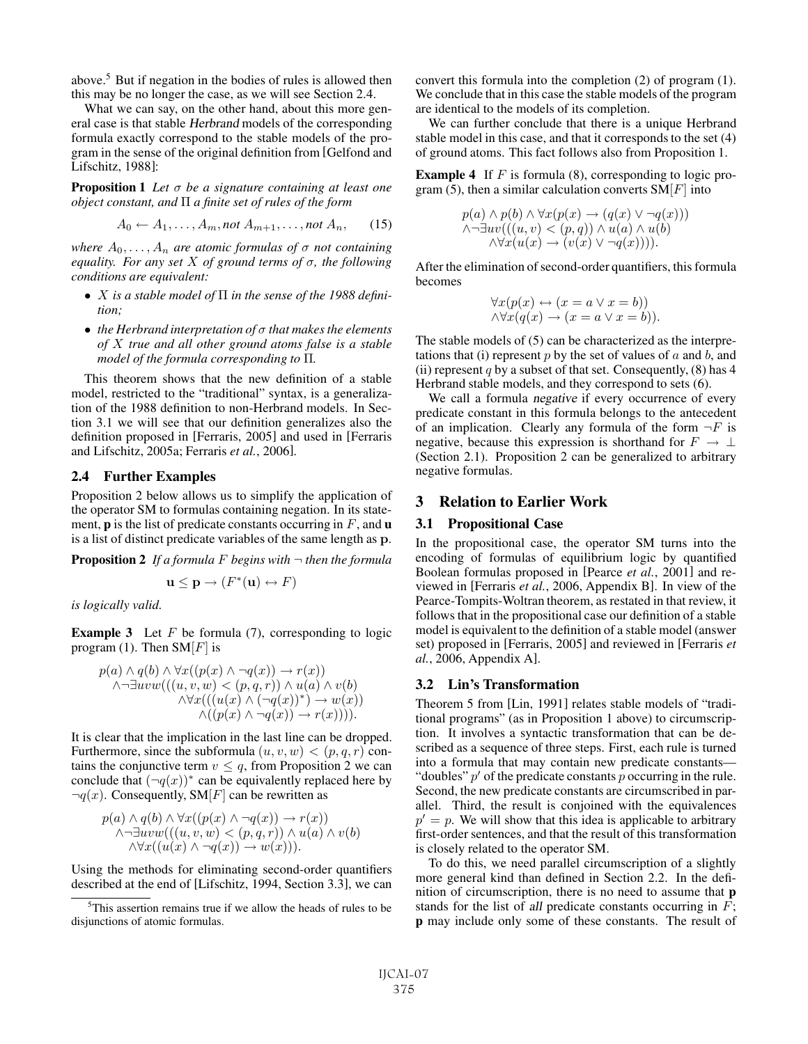above.[5] But if negation in the bodies of rules is allowed then this may be no longer the case, as we will see Section 2.4.

What we can say, on the other hand, about this more general case is that stable *Herbrand* models of the corresponding formula exactly correspond to the stable models of the program in the sense of the original definition from [Gelfond and Lifschitz, 1988]:

**Proposition 1** *Let $\sigma$ be a signature containing at least one object constant, and $\Pi$ a finite set of rules of the form*

$$A_0 \leftarrow A_1, \ldots, A_m, not\ A_{m+1}, \ldots, not\ A_n, \tag{15}$$

*where $A_0, \ldots, A_n$ are atomic formulas of $\sigma$ not containing equality. For any set $X$ of ground terms of $\sigma$, the following conditions are equivalent:*

- *$X$ is a stable model of $\Pi$ in the sense of the 1988 definition;*
- *the Herbrand interpretation of $\sigma$ that makes the elements of $X$ true and all other ground atoms false is a stable model of the formula corresponding to $\Pi$.*

This theorem shows that the new definition of a stable model, restricted to the "traditional" syntax, is a generalization of the 1988 definition to non-Herbrand models. In Section 3.1 we will see that our definition generalizes also the definition proposed in [Ferraris, 2005] and used in [Ferraris and Lifschitz, 2005a; Ferraris *et al.*, 2006].

## 2.4 Further Examples

Proposition 2 below allows us to simplify the application of the operator SM to formulas containing negation. In its statement, **p** is the list of predicate constants occurring in $F$, and **u** is a list of distinct predicate variables of the same length as **p**.

**Proposition 2** *If a formula $F$ begins with $\neg$ then the formula*

$$\mathbf{u} \leq \mathbf{p} \rightarrow (F^*(\mathbf{u}) \leftrightarrow F)$$

*is logically valid.*

**Example 3** Let $F$ be formula (7), corresponding to logic program (1). Then SM$[F]$ is

$$\begin{array}{l} p(a) \wedge q(b) \wedge \forall x((p(x) \wedge \neg q(x)) \rightarrow r(x)) \\ \quad \wedge \neg \exists uvw(((u,v,w) < (p,q,r)) \wedge u(a) \wedge v(b) \\ \qquad \wedge \forall x(((u(x) \wedge (\neg q(x))^*) \rightarrow w(x)) \\ \qquad\quad \wedge ((p(x) \wedge \neg q(x)) \rightarrow r(x)))). \end{array}$$

It is clear that the implication in the last line can be dropped. Furthermore, since the subformula $(u, v, w) < (p, q, r)$ contains the conjunctive term $v \leq q$, from Proposition 2 we can conclude that $(\neg q(x))^*$ can be equivalently replaced here by $\neg q(x)$. Consequently, SM$[F]$ can be rewritten as

$$\begin{array}{l} p(a) \wedge q(b) \wedge \forall x((p(x) \wedge \neg q(x)) \rightarrow r(x)) \\ \quad \wedge \neg \exists uvw(((u,v,w) < (p,q,r)) \wedge u(a) \wedge v(b) \\ \qquad \wedge \forall x((u(x) \wedge \neg q(x)) \rightarrow w(x))). \end{array}$$

Using the methods for eliminating second-order quantifiers described at the end of [Lifschitz, 1994, Section 3.3], we can convert this formula into the completion (2) of program (1). We conclude that in this case the stable models of the program are identical to the models of its completion.

We can further conclude that there is a unique Herbrand stable model in this case, and that it corresponds to the set (4) of ground atoms. This fact follows also from Proposition 1.

**Example 4** If $F$ is formula (8), corresponding to logic program (5), then a similar calculation converts SM$[F]$ into

$$\begin{array}{l} p(a) \wedge p(b) \wedge \forall x(p(x) \rightarrow (q(x) \vee \neg q(x))) \\ \wedge \neg \exists uv(((u,v) < (p,q)) \wedge u(a) \wedge u(b) \\ \quad \wedge \forall x(u(x) \rightarrow (v(x) \vee \neg q(x)))). \end{array}$$

After the elimination of second-order quantifiers, this formula becomes

$$\begin{array}{l} \forall x(p(x) \leftrightarrow (x = a \vee x = b)) \\ \wedge \forall x(q(x) \rightarrow (x = a \vee x = b)). \end{array}$$

The stable models of (5) can be characterized as the interpretations that (i) represent $p$ by the set of values of $a$ and $b$, and (ii) represent $q$ by a subset of that set. Consequently, (8) has 4 Herbrand stable models, and they correspond to sets (6).

We call a formula *negative* if every occurrence of every predicate constant in this formula belongs to the antecedent of an implication. Clearly any formula of the form $\neg F$ is negative, because this expression is shorthand for $F \rightarrow \bot$ (Section 2.1). Proposition 2 can be generalized to arbitrary negative formulas.

# 3 Relation to Earlier Work

## 3.1 Propositional Case

In the propositional case, the operator SM turns into the encoding of formulas of equilibrium logic by quantified Boolean formulas proposed in [Pearce *et al.*, 2001] and reviewed in [Ferraris *et al.*, 2006, Appendix B]. In view of the Pearce-Tompits-Woltran theorem, as restated in that review, it follows that in the propositional case our definition of a stable model is equivalent to the definition of a stable model (answer set) proposed in [Ferraris, 2005] and reviewed in [Ferraris *et al.*, 2006, Appendix A].

## 3.2 Lin's Transformation

Theorem 5 from [Lin, 1991] relates stable models of "traditional programs" (as in Proposition 1 above) to circumscription. It involves a syntactic transformation that can be described as a sequence of three steps. First, each rule is turned into a formula that may contain new predicate constants—"doubles" $p'$ of the predicate constants $p$ occurring in the rule. Second, the new predicate constants are circumscribed in parallel. Third, the result is conjoined with the equivalences $p' = p$. We will show that this idea is applicable to arbitrary first-order sentences, and that the result of this transformation is closely related to the operator SM.

To do this, we need parallel circumscription of a slightly more general kind than defined in Section 2.2. In the definition of circumscription, there is no need to assume that **p** stands for the list of *all* predicate constants occurring in $F$; **p** may include only some of these constants. The result of

[5] This assertion remains true if we allow the heads of rules to be disjunctions of atomic formulas.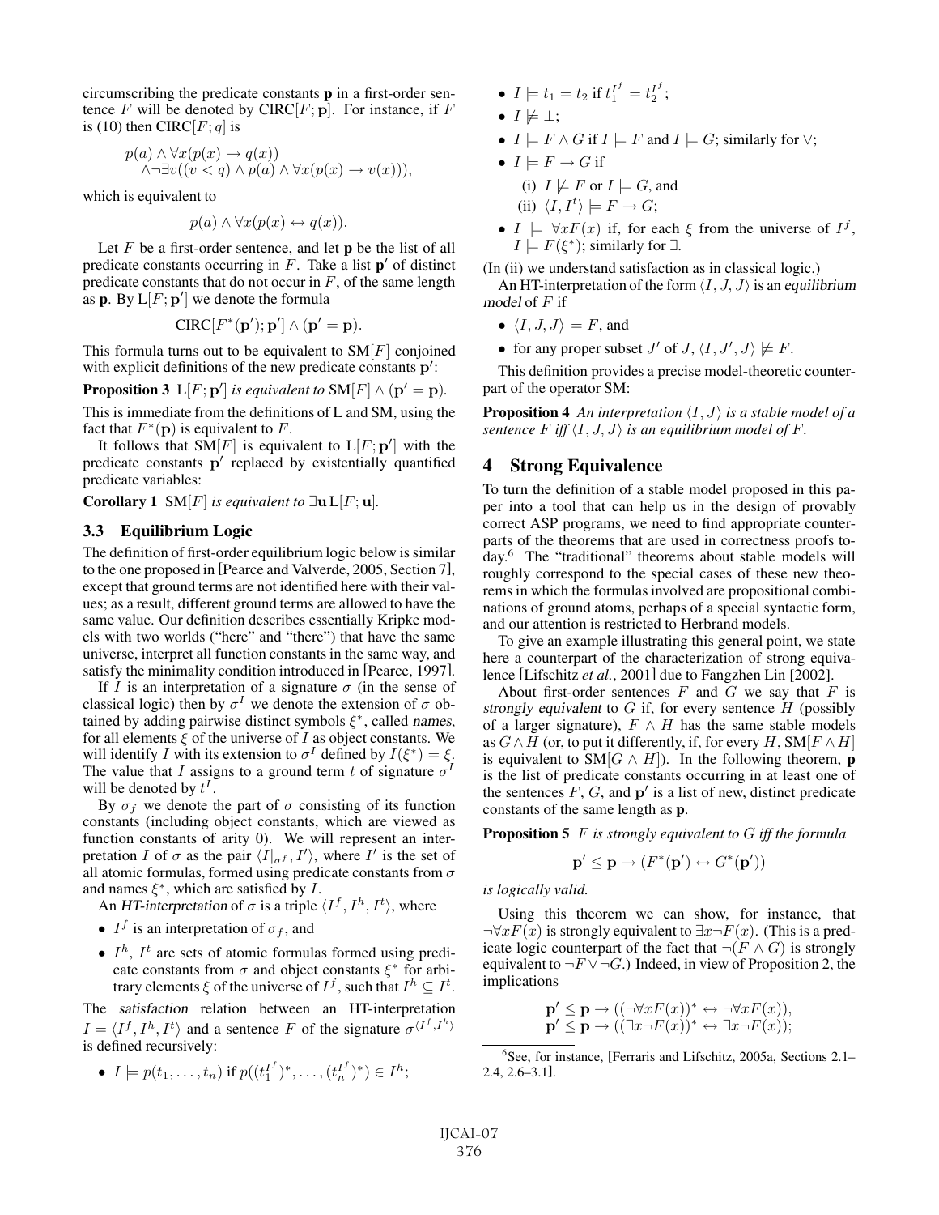circumscribing the predicate constants $\mathbf{p}$ in a first-order sentence $F$ will be denoted by $\text{CIRC}[F; \mathbf{p}]$. For instance, if $F$ is (10) then $\text{CIRC}[F; q]$ is

$$p(a) \wedge \forall x(p(x) \rightarrow q(x))$$
$$\wedge \neg \exists v((v < q) \wedge p(a) \wedge \forall x(p(x) \rightarrow v(x))),$$

which is equivalent to

$$p(a) \wedge \forall x(p(x) \leftrightarrow q(x)).$$

Let $F$ be a first-order sentence, and let $\mathbf{p}$ be the list of all predicate constants occurring in $F$. Take a list $\mathbf{p}'$ of distinct predicate constants that do not occur in $F$, of the same length as $\mathbf{p}$. By $\text{L}[F; \mathbf{p}']$ we denote the formula

$$\text{CIRC}[F^*(\mathbf{p}'); \mathbf{p}'] \wedge (\mathbf{p}' = \mathbf{p}).$$

This formula turns out to be equivalent to $\text{SM}[F]$ conjoined with explicit definitions of the new predicate constants $\mathbf{p}'$:

**Proposition 3** *$\text{L}[F; \mathbf{p}']$ is equivalent to $\text{SM}[F] \wedge (\mathbf{p}' = \mathbf{p})$.*

This is immediate from the definitions of L and SM, using the fact that $F^*(\mathbf{p})$ is equivalent to $F$.

It follows that $\text{SM}[F]$ is equivalent to $\text{L}[F; \mathbf{p}']$ with the predicate constants $\mathbf{p}'$ replaced by existentially quantified predicate variables:

**Corollary 1** *$\text{SM}[F]$ is equivalent to $\exists \mathbf{u}\, \text{L}[F; \mathbf{u}]$.*

### 3.3 Equilibrium Logic

The definition of first-order equilibrium logic below is similar to the one proposed in [Pearce and Valverde, 2005, Section 7], except that ground terms are not identified here with their values; as a result, different ground terms are allowed to have the same value. Our definition describes essentially Kripke models with two worlds ("here" and "there") that have the same universe, interpret all function constants in the same way, and satisfy the minimality condition introduced in [Pearce, 1997].

If $I$ is an interpretation of a signature $\sigma$ (in the sense of classical logic) then by $\sigma^I$ we denote the extension of $\sigma$ obtained by adding pairwise distinct symbols $\xi^*$, called *names*, for all elements $\xi$ of the universe of $I$ as object constants. We will identify $I$ with its extension to $\sigma^I$ defined by $I(\xi^*) = \xi$. The value that $I$ assigns to a ground term $t$ of signature $\sigma^I$ will be denoted by $t^I$.

By $\sigma_f$ we denote the part of $\sigma$ consisting of its function constants (including object constants, which are viewed as function constants of arity 0). We will represent an interpretation $I$ of $\sigma$ as the pair $\langle I|_{\sigma^f}, I' \rangle$, where $I'$ is the set of all atomic formulas, formed using predicate constants from $\sigma$ and names $\xi^*$, which are satisfied by $I$.

An *HT-interpretation* of $\sigma$ is a triple $\langle I^f, I^h, I^t \rangle$, where

- $I^f$ is an interpretation of $\sigma_f$, and
- $I^h$, $I^t$ are sets of atomic formulas formed using predicate constants from $\sigma$ and object constants $\xi^*$ for arbitrary elements $\xi$ of the universe of $I^f$, such that $I^h \subseteq I^t$.

The *satisfaction* relation between an HT-interpretation $I = \langle I^f, I^h, I^t \rangle$ and a sentence $F$ of the signature $\sigma^{\langle I^f, I^h \rangle}$ is defined recursively:

- $I \models p(t_1, \dots, t_n)$ if $p((t_1^{I^f})^*, \dots, (t_n^{I^f})^*) \in I^h$;
- $I \models t_1 = t_2$ if $t_1^{I^f} = t_2^{I^f}$;
- $I \not\models \bot$;
- $I \models F \wedge G$ if $I \models F$ and $I \models G$; similarly for $\vee$;
- $I \models F \rightarrow G$ if
  - (i) $I \not\models F$ or $I \models G$, and
  - (ii) $\langle I, I^t \rangle \models F \rightarrow G$;
- $I \models \forall x F(x)$ if, for each $\xi$ from the universe of $I^f$, $I \models F(\xi^*)$; similarly for $\exists$.

(In (ii) we understand satisfaction as in classical logic.)

An HT-interpretation of the form $\langle I, J, J \rangle$ is an *equilibrium model* of $F$ if

- $\langle I, J, J \rangle \models F$, and
- for any proper subset $J'$ of $J$, $\langle I, J', J \rangle \not\models F$.

This definition provides a precise model-theoretic counterpart of the operator SM:

**Proposition 4** *An interpretation $\langle I, J \rangle$ is a stable model of a sentence $F$ iff $\langle I, J, J \rangle$ is an equilibrium model of $F$.*

## 4 Strong Equivalence

To turn the definition of a stable model proposed in this paper into a tool that can help us in the design of provably correct ASP programs, we need to find appropriate counterparts of the theorems that are used in correctness proofs today.[6] The "traditional" theorems about stable models will roughly correspond to the special cases of these new theorems in which the formulas involved are propositional combinations of ground atoms, perhaps of a special syntactic form, and our attention is restricted to Herbrand models.

To give an example illustrating this general point, we state here a counterpart of the characterization of strong equivalence [Lifschitz *et al.*, 2001] due to Fangzhen Lin [2002].

About first-order sentences $F$ and $G$ we say that $F$ is *strongly equivalent* to $G$ if, for every sentence $H$ (possibly of a larger signature), $F \wedge H$ has the same stable models as $G \wedge H$ (or, to put it differently, if, for every $H$, $\text{SM}[F \wedge H]$ is equivalent to $\text{SM}[G \wedge H]$). In the following theorem, $\mathbf{p}$ is the list of predicate constants occurring in at least one of the sentences $F$, $G$, and $\mathbf{p}'$ is a list of new, distinct predicate constants of the same length as $\mathbf{p}$.

**Proposition 5** *$F$ is strongly equivalent to $G$ iff the formula*

$$\mathbf{p}' \leq \mathbf{p} \rightarrow (F^*(\mathbf{p}') \leftrightarrow G^*(\mathbf{p}'))$$

*is logically valid.*

Using this theorem we can show, for instance, that $\neg \forall x F(x)$ is strongly equivalent to $\exists x \neg F(x)$. (This is a predicate logic counterpart of the fact that $\neg(F \wedge G)$ is strongly equivalent to $\neg F \vee \neg G$.) Indeed, in view of Proposition 2, the implications

$$\mathbf{p}' \leq \mathbf{p} \rightarrow ((\neg \forall x F(x))^* \leftrightarrow \neg \forall x F(x)),$$
$$\mathbf{p}' \leq \mathbf{p} \rightarrow ((\exists x \neg F(x))^* \leftrightarrow \exists x \neg F(x));$$

[6] See, for instance, [Ferraris and Lifschitz, 2005a, Sections 2.1–2.4, 2.6–3.1].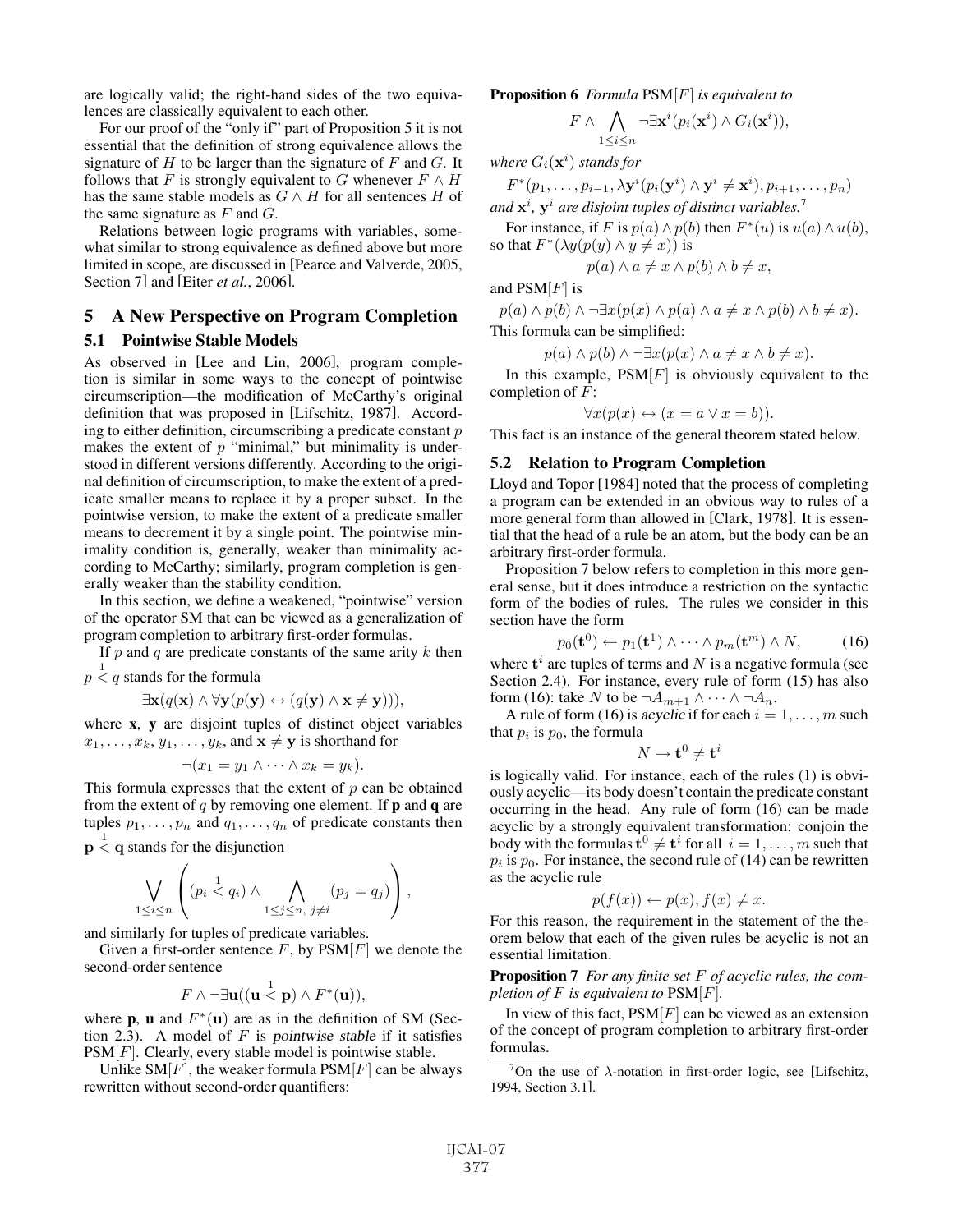are logically valid; the right-hand sides of the two equivalences are classically equivalent to each other.

For our proof of the "only if" part of Proposition 5 it is not essential that the definition of strong equivalence allows the signature of $H$ to be larger than the signature of $F$ and $G$. It follows that $F$ is strongly equivalent to $G$ whenever $F \wedge H$ has the same stable models as $G \wedge H$ for all sentences $H$ of the same signature as $F$ and $G$.

Relations between logic programs with variables, somewhat similar to strong equivalence as defined above but more limited in scope, are discussed in [Pearce and Valverde, 2005, Section 7] and [Eiter *et al.*, 2006].

## 5 A New Perspective on Program Completion

### 5.1 Pointwise Stable Models

As observed in [Lee and Lin, 2006], program completion is similar in some ways to the concept of pointwise circumscription—the modification of McCarthy's original definition that was proposed in [Lifschitz, 1987]. According to either definition, circumscribing a predicate constant $p$ makes the extent of $p$ "minimal," but minimality is understood in different versions differently. According to the original definition of circumscription, to make the extent of a predicate smaller means to replace it by a proper subset. In the pointwise version, to make the extent of a predicate smaller means to decrement it by a single point. The pointwise minimality condition is, generally, weaker than minimality according to McCarthy; similarly, program completion is generally weaker than the stability condition.

In this section, we define a weakened, "pointwise" version of the operator SM that can be viewed as a generalization of program completion to arbitrary first-order formulas.

If $p$ and $q$ are predicate constants of the same arity $k$ then $p \overset{1}{<} q$ stands for the formula

$$\exists \mathbf{x}(q(\mathbf{x}) \wedge \forall \mathbf{y}(p(\mathbf{y}) \leftrightarrow (q(\mathbf{y}) \wedge \mathbf{x} \neq \mathbf{y}))),$$

where $\mathbf{x}$, $\mathbf{y}$ are disjoint tuples of distinct object variables $x_1, \dots, x_k, y_1, \dots, y_k$, and $\mathbf{x} \neq \mathbf{y}$ is shorthand for

$$\neg(x_1 = y_1 \wedge \cdots \wedge x_k = y_k).$$

This formula expresses that the extent of $p$ can be obtained from the extent of $q$ by removing one element. If $\mathbf{p}$ and $\mathbf{q}$ are tuples $p_1, \dots, p_n$ and $q_1, \dots, q_n$ of predicate constants then $\mathbf{p} \overset{1}{<} \mathbf{q}$ stands for the disjunction

$$\bigvee_{1 \leq i \leq n} \left( (p_i \overset{1}{<} q_i) \wedge \bigwedge_{1 \leq j \leq n,\ j \neq i} (p_j = q_j) \right),$$

and similarly for tuples of predicate variables.

Given a first-order sentence $F$, by PSM$[F]$ we denote the second-order sentence

$$F \wedge \neg \exists \mathbf{u}((\mathbf{u} \overset{1}{<} \mathbf{p}) \wedge F^*(\mathbf{u})),$$

where $\mathbf{p}$, $\mathbf{u}$ and $F^*(\mathbf{u})$ are as in the definition of SM (Section 2.3). A model of $F$ is *pointwise stable* if it satisfies PSM$[F]$. Clearly, every stable model is pointwise stable.

Unlike SM$[F]$, the weaker formula PSM$[F]$ can be always rewritten without second-order quantifiers:

**Proposition 6** *Formula* PSM$[F]$ *is equivalent to*

$$F \wedge \bigwedge_{1 \leq i \leq n} \neg \exists \mathbf{x}^i (p_i(\mathbf{x}^i) \wedge G_i(\mathbf{x}^i)),$$

*where* $G_i(\mathbf{x}^i)$ *stands for*

$$F^*(p_1, \dots, p_{i-1}, \lambda \mathbf{y}^i (p_i(\mathbf{y}^i) \wedge \mathbf{y}^i \neq \mathbf{x}^i), p_{i+1}, \dots, p_n)$$

*and* $\mathbf{x}^i$, $\mathbf{y}^i$ *are disjoint tuples of distinct variables.*[7]

For instance, if $F$ is $p(a) \wedge p(b)$ then $F^*(u)$ is $u(a) \wedge u(b)$, so that $F^*(\lambda y(p(y) \wedge y \neq x))$ is

$$p(a) \wedge a \neq x \wedge p(b) \wedge b \neq x,$$

and PSM$[F]$ is

$$p(a) \wedge p(b) \wedge \neg \exists x(p(x) \wedge p(a) \wedge a \neq x \wedge p(b) \wedge b \neq x).$$

This formula can be simplified:

$$p(a) \wedge p(b) \wedge \neg \exists x(p(x) \wedge a \neq x \wedge b \neq x).$$

In this example, PSM$[F]$ is obviously equivalent to the completion of $F$:

$$\forall x(p(x) \leftrightarrow (x = a \vee x = b)).$$

This fact is an instance of the general theorem stated below.

### 5.2 Relation to Program Completion

Lloyd and Topor [1984] noted that the process of completing a program can be extended in an obvious way to rules of a more general form than allowed in [Clark, 1978]. It is essential that the head of a rule be an atom, but the body can be an arbitrary first-order formula.

Proposition 7 below refers to completion in this more general sense, but it does introduce a restriction on the syntactic form of the bodies of rules. The rules we consider in this section have the form

$$p_0(\mathbf{t}^0) \leftarrow p_1(\mathbf{t}^1) \wedge \cdots \wedge p_m(\mathbf{t}^m) \wedge N, \qquad (16)$$

where $\mathbf{t}^i$ are tuples of terms and $N$ is a negative formula (see Section 2.4). For instance, every rule of form (15) has also form (16): take $N$ to be $\neg A_{m+1} \wedge \cdots \wedge \neg A_n$.

A rule of form (16) is *acyclic* if for each $i = 1, \dots, m$ such that $p_i$ is $p_0$, the formula

$$N \rightarrow \mathbf{t}^0 \neq \mathbf{t}^i$$

is logically valid. For instance, each of the rules (1) is obviously acyclic—its body doesn't contain the predicate constant occurring in the head. Any rule of form (16) can be made acyclic by a strongly equivalent transformation: conjoin the body with the formulas $\mathbf{t}^0 \neq \mathbf{t}^i$ for all $i = 1, \dots, m$ such that $p_i$ is $p_0$. For instance, the second rule of (14) can be rewritten as the acyclic rule

$$p(f(x)) \leftarrow p(x), f(x) \neq x.$$

For this reason, the requirement in the statement of the theorem below that each of the given rules be acyclic is not an essential limitation.

**Proposition 7** *For any finite set $F$ of acyclic rules, the completion of $F$ is equivalent to* PSM$[F]$.

In view of this fact, PSM$[F]$ can be viewed as an extension of the concept of program completion to arbitrary first-order formulas.

[7] On the use of $\lambda$-notation in first-order logic, see [Lifschitz, 1994, Section 3.1].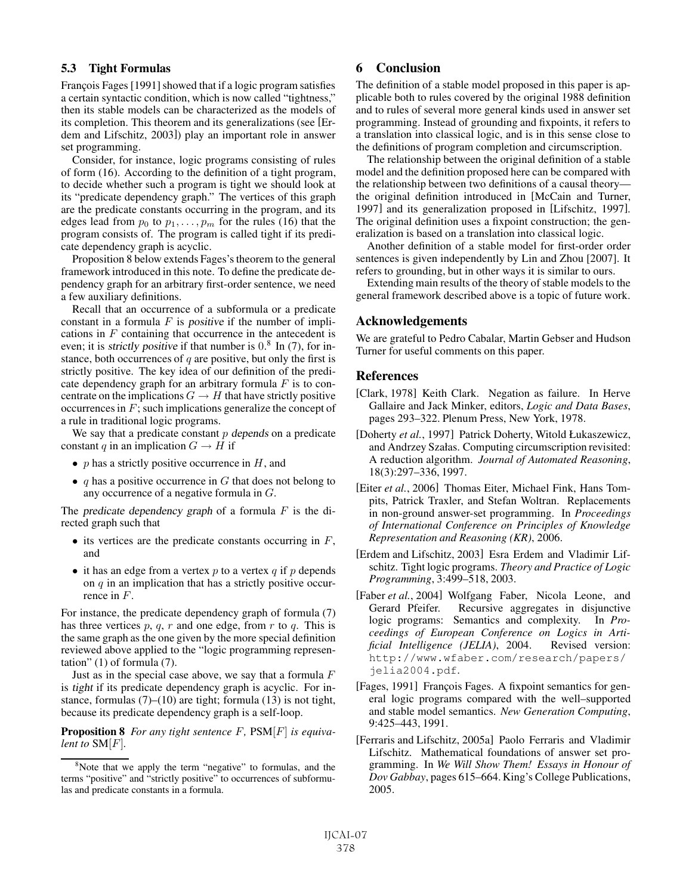### 5.3 Tight Formulas

François Fages [1991] showed that if a logic program satisfies a certain syntactic condition, which is now called "tightness," then its stable models can be characterized as the models of its completion. This theorem and its generalizations (see [Erdem and Lifschitz, 2003]) play an important role in answer set programming.

Consider, for instance, logic programs consisting of rules of form (16). According to the definition of a tight program, to decide whether such a program is tight we should look at its "predicate dependency graph." The vertices of this graph are the predicate constants occurring in the program, and its edges lead from $p_0$ to $p_1, \dots, p_m$ for the rules (16) that the program consists of. The program is called tight if its predicate dependency graph is acyclic.

Proposition 8 below extends Fages's theorem to the general framework introduced in this note. To define the predicate dependency graph for an arbitrary first-order sentence, we need a few auxiliary definitions.

Recall that an occurrence of a subformula or a predicate constant in a formula $F$ is *positive* if the number of implications in $F$ containing that occurrence in the antecedent is even; it is *strictly positive* if that number is $0$.[8] In (7), for instance, both occurrences of $q$ are positive, but only the first is strictly positive. The key idea of our definition of the predicate dependency graph for an arbitrary formula $F$ is to concentrate on the implications $G \rightarrow H$ that have strictly positive occurrences in $F$; such implications generalize the concept of a rule in traditional logic programs.

We say that a predicate constant $p$ *depends* on a predicate constant $q$ in an implication $G \rightarrow H$ if

- $p$ has a strictly positive occurrence in $H$, and
- $q$ has a positive occurrence in $G$ that does not belong to any occurrence of a negative formula in $G$.

The *predicate dependency graph* of a formula $F$ is the directed graph such that

- its vertices are the predicate constants occurring in $F$, and
- it has an edge from a vertex $p$ to a vertex $q$ if $p$ depends on $q$ in an implication that has a strictly positive occurrence in $F$.

For instance, the predicate dependency graph of formula (7) has three vertices $p$, $q$, $r$ and one edge, from $r$ to $q$. This is the same graph as the one given by the more special definition reviewed above applied to the "logic programming representation" (1) of formula (7).

Just as in the special case above, we say that a formula $F$ is *tight* if its predicate dependency graph is acyclic. For instance, formulas (7)–(10) are tight; formula (13) is not tight, because its predicate dependency graph is a self-loop.

**Proposition 8** *For any tight sentence $F$, $\text{PSM}[F]$ is equivalent to $\text{SM}[F]$.*

[8] Note that we apply the term "negative" to formulas, and the terms "positive" and "strictly positive" to occurrences of subformulas and predicate constants in a formula.

## 6 Conclusion

The definition of a stable model proposed in this paper is applicable both to rules covered by the original 1988 definition and to rules of several more general kinds used in answer set programming. Instead of grounding and fixpoints, it refers to a translation into classical logic, and is in this sense close to the definitions of program completion and circumscription.

The relationship between the original definition of a stable model and the definition proposed here can be compared with the relationship between two definitions of a causal theory—the original definition introduced in [McCain and Turner, 1997] and its generalization proposed in [Lifschitz, 1997]. The original definition uses a fixpoint construction; the generalization is based on a translation into classical logic.

Another definition of a stable model for first-order order sentences is given independently by Lin and Zhou [2007]. It refers to grounding, but in other ways it is similar to ours.

Extending main results of the theory of stable models to the general framework described above is a topic of future work.

## Acknowledgements

We are grateful to Pedro Cabalar, Martin Gebser and Hudson Turner for useful comments on this paper.

## References

[Clark, 1978] Keith Clark. Negation as failure. In Herve Gallaire and Jack Minker, editors, *Logic and Data Bases*, pages 293–322. Plenum Press, New York, 1978.

[Doherty *et al.*, 1997] Patrick Doherty, Witold Łukaszewicz, and Andrzey Szałas. Computing circumscription revisited: A reduction algorithm. *Journal of Automated Reasoning*, 18(3):297–336, 1997.

[Eiter *et al.*, 2006] Thomas Eiter, Michael Fink, Hans Tompits, Patrick Traxler, and Stefan Woltran. Replacements in non-ground answer-set programming. In *Proceedings of International Conference on Principles of Knowledge Representation and Reasoning (KR)*, 2006.

[Erdem and Lifschitz, 2003] Esra Erdem and Vladimir Lifschitz. Tight logic programs. *Theory and Practice of Logic Programming*, 3:499–518, 2003.

[Faber *et al.*, 2004] Wolfgang Faber, Nicola Leone, and Gerard Pfeifer. Recursive aggregates in disjunctive logic programs: Semantics and complexity. In *Proceedings of European Conference on Logics in Artificial Intelligence (JELIA)*, 2004. Revised version: `http://www.wfaber.com/research/papers/jelia2004.pdf`.

[Fages, 1991] François Fages. A fixpoint semantics for general logic programs compared with the well–supported and stable model semantics. *New Generation Computing*, 9:425–443, 1991.

[Ferraris and Lifschitz, 2005a] Paolo Ferraris and Vladimir Lifschitz. Mathematical foundations of answer set programming. In *We Will Show Them! Essays in Honour of Dov Gabbay*, pages 615–664. King's College Publications, 2005.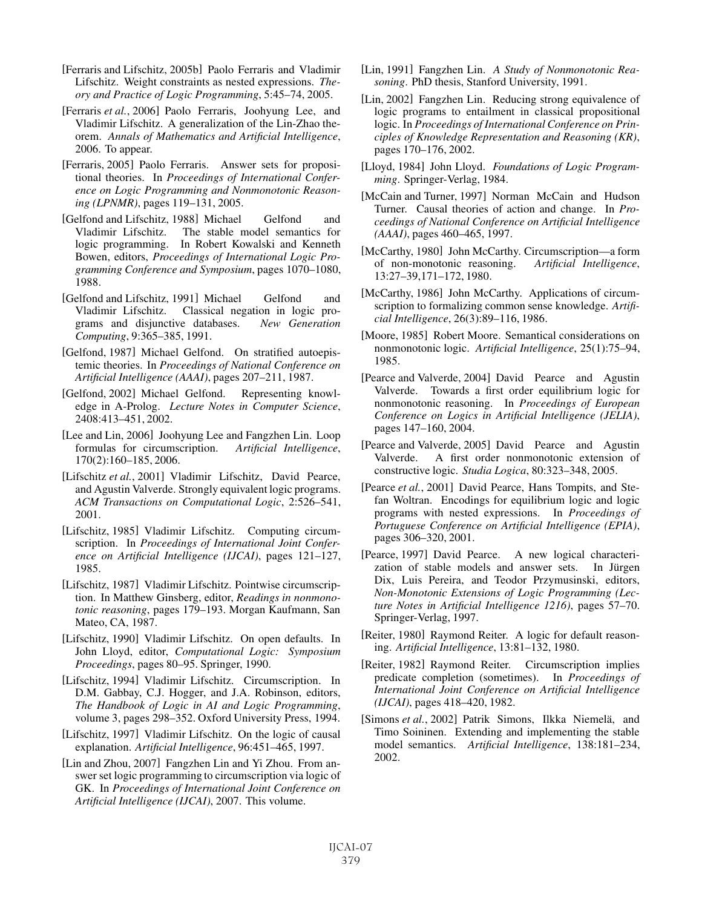[Ferraris and Lifschitz, 2005b] Paolo Ferraris and Vladimir Lifschitz. Weight constraints as nested expressions. *Theory and Practice of Logic Programming*, 5:45–74, 2005.

[Ferraris *et al.*, 2006] Paolo Ferraris, Joohyung Lee, and Vladimir Lifschitz. A generalization of the Lin-Zhao theorem. *Annals of Mathematics and Artificial Intelligence*, 2006. To appear.

[Ferraris, 2005] Paolo Ferraris. Answer sets for propositional theories. In *Proceedings of International Conference on Logic Programming and Nonmonotonic Reasoning (LPNMR)*, pages 119–131, 2005.

[Gelfond and Lifschitz, 1988] Michael Gelfond and Vladimir Lifschitz. The stable model semantics for logic programming. In Robert Kowalski and Kenneth Bowen, editors, *Proceedings of International Logic Programming Conference and Symposium*, pages 1070–1080, 1988.

[Gelfond and Lifschitz, 1991] Michael Gelfond and Vladimir Lifschitz. Classical negation in logic programs and disjunctive databases. *New Generation Computing*, 9:365–385, 1991.

[Gelfond, 1987] Michael Gelfond. On stratified autoepistemic theories. In *Proceedings of National Conference on Artificial Intelligence (AAAI)*, pages 207–211, 1987.

[Gelfond, 2002] Michael Gelfond. Representing knowledge in A-Prolog. *Lecture Notes in Computer Science*, 2408:413–451, 2002.

[Lee and Lin, 2006] Joohyung Lee and Fangzhen Lin. Loop formulas for circumscription. *Artificial Intelligence*, 170(2):160–185, 2006.

[Lifschitz *et al.*, 2001] Vladimir Lifschitz, David Pearce, and Agustin Valverde. Strongly equivalent logic programs. *ACM Transactions on Computational Logic*, 2:526–541, 2001.

[Lifschitz, 1985] Vladimir Lifschitz. Computing circumscription. In *Proceedings of International Joint Conference on Artificial Intelligence (IJCAI)*, pages 121–127, 1985.

[Lifschitz, 1987] Vladimir Lifschitz. Pointwise circumscription. In Matthew Ginsberg, editor, *Readings in nonmonotonic reasoning*, pages 179–193. Morgan Kaufmann, San Mateo, CA, 1987.

[Lifschitz, 1990] Vladimir Lifschitz. On open defaults. In John Lloyd, editor, *Computational Logic: Symposium Proceedings*, pages 80–95. Springer, 1990.

[Lifschitz, 1994] Vladimir Lifschitz. Circumscription. In D.M. Gabbay, C.J. Hogger, and J.A. Robinson, editors, *The Handbook of Logic in AI and Logic Programming*, volume 3, pages 298–352. Oxford University Press, 1994.

[Lifschitz, 1997] Vladimir Lifschitz. On the logic of causal explanation. *Artificial Intelligence*, 96:451–465, 1997.

[Lin and Zhou, 2007] Fangzhen Lin and Yi Zhou. From answer set logic programming to circumscription via logic of GK. In *Proceedings of International Joint Conference on Artificial Intelligence (IJCAI)*, 2007. This volume.

[Lin, 1991] Fangzhen Lin. *A Study of Nonmonotonic Reasoning*. PhD thesis, Stanford University, 1991.

[Lin, 2002] Fangzhen Lin. Reducing strong equivalence of logic programs to entailment in classical propositional logic. In *Proceedings of International Conference on Principles of Knowledge Representation and Reasoning (KR)*, pages 170–176, 2002.

[Lloyd, 1984] John Lloyd. *Foundations of Logic Programming*. Springer-Verlag, 1984.

[McCain and Turner, 1997] Norman McCain and Hudson Turner. Causal theories of action and change. In *Proceedings of National Conference on Artificial Intelligence (AAAI)*, pages 460–465, 1997.

[McCarthy, 1980] John McCarthy. Circumscription—a form of non-monotonic reasoning. *Artificial Intelligence*, 13:27–39,171–172, 1980.

[McCarthy, 1986] John McCarthy. Applications of circumscription to formalizing common sense knowledge. *Artificial Intelligence*, 26(3):89–116, 1986.

[Moore, 1985] Robert Moore. Semantical considerations on nonmonotonic logic. *Artificial Intelligence*, 25(1):75–94, 1985.

[Pearce and Valverde, 2004] David Pearce and Agustin Valverde. Towards a first order equilibrium logic for nonmonotonic reasoning. In *Proceedings of European Conference on Logics in Artificial Intelligence (JELIA)*, pages 147–160, 2004.

[Pearce and Valverde, 2005] David Pearce and Agustin Valverde. A first order nonmonotonic extension of constructive logic. *Studia Logica*, 80:323–348, 2005.

[Pearce *et al.*, 2001] David Pearce, Hans Tompits, and Stefan Woltran. Encodings for equilibrium logic and logic programs with nested expressions. In *Proceedings of Portuguese Conference on Artificial Intelligence (EPIA)*, pages 306–320, 2001.

[Pearce, 1997] David Pearce. A new logical characterization of stable models and answer sets. In Jürgen Dix, Luis Pereira, and Teodor Przymusinski, editors, *Non-Monotonic Extensions of Logic Programming (Lecture Notes in Artificial Intelligence 1216)*, pages 57–70. Springer-Verlag, 1997.

[Reiter, 1980] Raymond Reiter. A logic for default reasoning. *Artificial Intelligence*, 13:81–132, 1980.

[Reiter, 1982] Raymond Reiter. Circumscription implies predicate completion (sometimes). In *Proceedings of International Joint Conference on Artificial Intelligence (IJCAI)*, pages 418–420, 1982.

[Simons *et al.*, 2002] Patrik Simons, Ilkka Niemelä, and Timo Soininen. Extending and implementing the stable model semantics. *Artificial Intelligence*, 138:181–234, 2002.